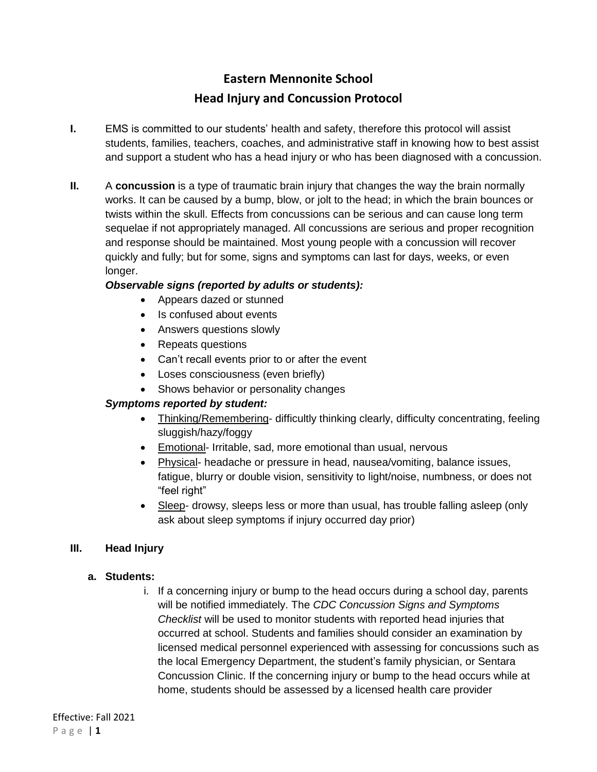# Eastern Mennonite School
## Head Injury and Concussion Protocol

**I.** EMS is committed to our students' health and safety, therefore this protocol will assist students, families, teachers, coaches, and administrative staff in knowing how to best assist and support a student who has a head injury or who has been diagnosed with a concussion.

**II.** A **concussion** is a type of traumatic brain injury that changes the way the brain normally works. It can be caused by a bump, blow, or jolt to the head; in which the brain bounces or twists within the skull. Effects from concussions can be serious and can cause long term sequelae if not appropriately managed. All concussions are serious and proper recognition and response should be maintained. Most young people with a concussion will recover quickly and fully; but for some, signs and symptoms can last for days, weeks, or even longer.

***Observable signs (reported by adults or students):***

- Appears dazed or stunned
- Is confused about events
- Answers questions slowly
- Repeats questions
- Can't recall events prior to or after the event
- Loses consciousness (even briefly)
- Shows behavior or personality changes

***Symptoms reported by student:***

- Thinking/Remembering- difficultly thinking clearly, difficulty concentrating, feeling sluggish/hazy/foggy
- Emotional- Irritable, sad, more emotional than usual, nervous
- Physical- headache or pressure in head, nausea/vomiting, balance issues, fatigue, blurry or double vision, sensitivity to light/noise, numbness, or does not "feel right"
- Sleep- drowsy, sleeps less or more than usual, has trouble falling asleep (only ask about sleep symptoms if injury occurred day prior)

**III. Head Injury**

**a. Students:**

i. If a concerning injury or bump to the head occurs during a school day, parents will be notified immediately. The *CDC Concussion Signs and Symptoms Checklist* will be used to monitor students with reported head injuries that occurred at school. Students and families should consider an examination by licensed medical personnel experienced with assessing for concussions such as the local Emergency Department, the student's family physician, or Sentara Concussion Clinic. If the concerning injury or bump to the head occurs while at home, students should be assessed by a licensed health care provider

Effective: Fall 2021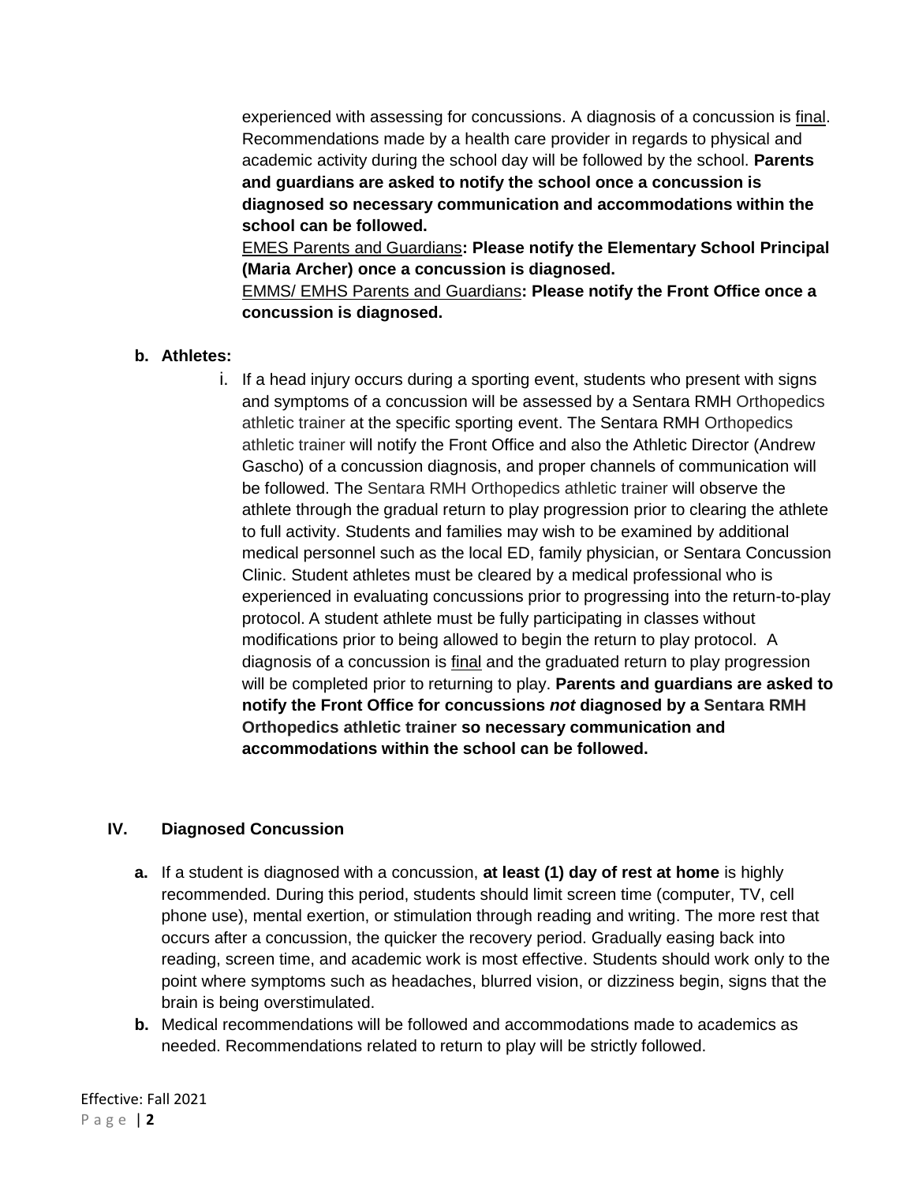experienced with assessing for concussions. A diagnosis of a concussion is <u>final</u>. Recommendations made by a health care provider in regards to physical and academic activity during the school day will be followed by the school. **Parents and guardians are asked to notify the school once a concussion is diagnosed so necessary communication and accommodations within the school can be followed.**

<u>EMES Parents and Guardians</u>**: Please notify the Elementary School Principal (Maria Archer) once a concussion is diagnosed.**

<u>EMMS/ EMHS Parents and Guardians</u>**: Please notify the Front Office once a concussion is diagnosed.**

**b. Athletes:**

i. If a head injury occurs during a sporting event, students who present with signs and symptoms of a concussion will be assessed by a Sentara RMH Orthopedics athletic trainer at the specific sporting event. The Sentara RMH Orthopedics athletic trainer will notify the Front Office and also the Athletic Director (Andrew Gascho) of a concussion diagnosis, and proper channels of communication will be followed. The Sentara RMH Orthopedics athletic trainer will observe the athlete through the gradual return to play progression prior to clearing the athlete to full activity. Students and families may wish to be examined by additional medical personnel such as the local ED, family physician, or Sentara Concussion Clinic. Student athletes must be cleared by a medical professional who is experienced in evaluating concussions prior to progressing into the return-to-play protocol. A student athlete must be fully participating in classes without modifications prior to being allowed to begin the return to play protocol. A diagnosis of a concussion is <u>final</u> and the graduated return to play progression will be completed prior to returning to play. **Parents and guardians are asked to notify the Front Office for concussions *not* diagnosed by a Sentara RMH Orthopedics athletic trainer so necessary communication and accommodations within the school can be followed.**

## IV. Diagnosed Concussion

**a.** If a student is diagnosed with a concussion, **at least (1) day of rest at home** is highly recommended. During this period, students should limit screen time (computer, TV, cell phone use), mental exertion, or stimulation through reading and writing. The more rest that occurs after a concussion, the quicker the recovery period. Gradually easing back into reading, screen time, and academic work is most effective. Students should work only to the point where symptoms such as headaches, blurred vision, or dizziness begin, signs that the brain is being overstimulated.

**b.** Medical recommendations will be followed and accommodations made to academics as needed. Recommendations related to return to play will be strictly followed.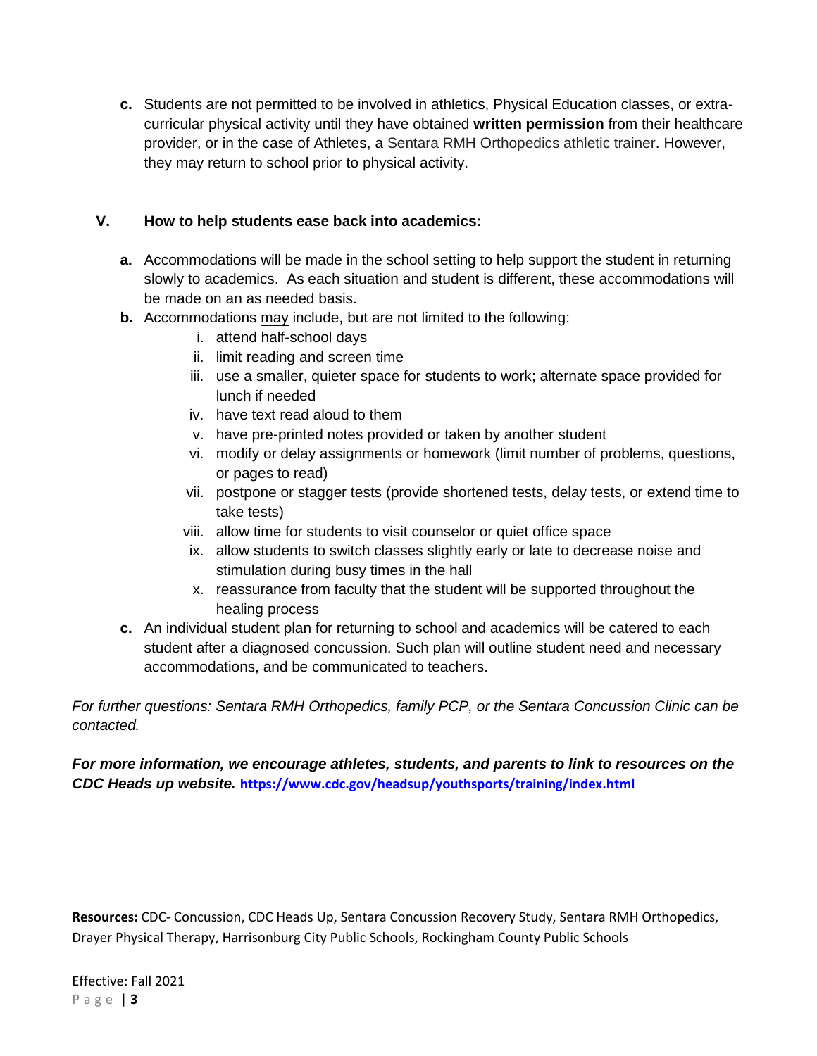c. Students are not permitted to be involved in athletics, Physical Education classes, or extra-curricular physical activity until they have obtained **written permission** from their healthcare provider, or in the case of Athletes, a Sentara RMH Orthopedics athletic trainer. However, they may return to school prior to physical activity.

## V. How to help students ease back into academics:

a. Accommodations will be made in the school setting to help support the student in returning slowly to academics. As each situation and student is different, these accommodations will be made on an as needed basis.

b. Accommodations <u>may</u> include, but are not limited to the following:
   i. attend half-school days
   ii. limit reading and screen time
   iii. use a smaller, quieter space for students to work; alternate space provided for lunch if needed
   iv. have text read aloud to them
   v. have pre-printed notes provided or taken by another student
   vi. modify or delay assignments or homework (limit number of problems, questions, or pages to read)
   vii. postpone or stagger tests (provide shortened tests, delay tests, or extend time to take tests)
   viii. allow time for students to visit counselor or quiet office space
   ix. allow students to switch classes slightly early or late to decrease noise and stimulation during busy times in the hall
   x. reassurance from faculty that the student will be supported throughout the healing process

c. An individual student plan for returning to school and academics will be catered to each student after a diagnosed concussion. Such plan will outline student need and necessary accommodations, and be communicated to teachers.

*For further questions: Sentara RMH Orthopedics, family PCP, or the Sentara Concussion Clinic can be contacted.*

***For more information, we encourage athletes, students, and parents to link to resources on the CDC Heads up website.*** **https://www.cdc.gov/headsup/youthsports/training/index.html**

**Resources:** CDC- Concussion, CDC Heads Up, Sentara Concussion Recovery Study, Sentara RMH Orthopedics, Drayer Physical Therapy, Harrisonburg City Public Schools, Rockingham County Public Schools

Effective: Fall 2021